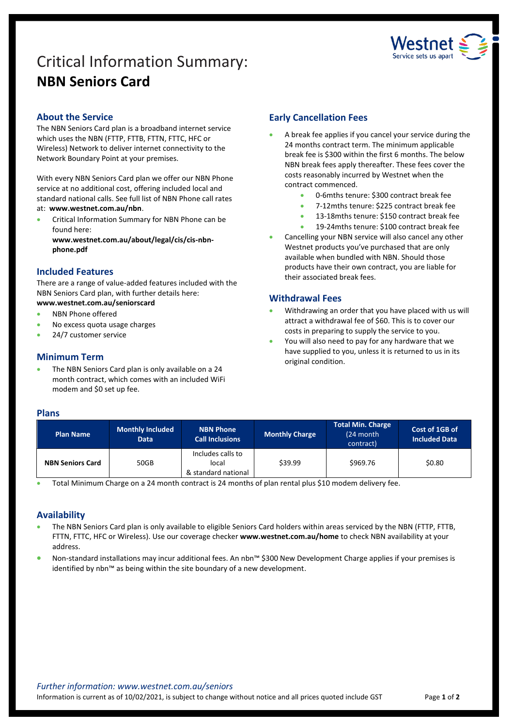# Critical Information Summary:
# **NBN Seniors Card**

## About the Service

The NBN Seniors Card plan is a broadband internet service which uses the NBN (FTTP, FTTB, FTTN, FTTC, HFC or Wireless) Network to deliver internet connectivity to the Network Boundary Point at your premises.

With every NBN Seniors Card plan we offer our NBN Phone service at no additional cost, offering included local and standard national calls. See full list of NBN Phone call rates at: **www.westnet.com.au/nbn**.

- Critical Information Summary for NBN Phone can be found here: **www.westnet.com.au/about/legal/cis/cis-nbn-phone.pdf**

## Included Features

There are a range of value-added features included with the NBN Seniors Card plan, with further details here: **www.westnet.com.au/seniorscard**

- NBN Phone offered
- No excess quota usage charges
- 24/7 customer service

## Minimum Term

- The NBN Seniors Card plan is only available on a 24 month contract, which comes with an included WiFi modem and $0 set up fee.

## Early Cancellation Fees

- A break fee applies if you cancel your service during the 24 months contract term. The minimum applicable break fee is $300 within the first 6 months. The below NBN break fees apply thereafter. These fees cover the costs reasonably incurred by Westnet when the contract commenced.
  - 0-6mths tenure: $300 contract break fee
  - 7-12mths tenure: $225 contract break fee
  - 13-18mths tenure: $150 contract break fee
  - 19-24mths tenure: $100 contract break fee
- Cancelling your NBN service will also cancel any other Westnet products you've purchased that are only available when bundled with NBN. Should those products have their own contract, you are liable for their associated break fees.

## Withdrawal Fees

- Withdrawing an order that you have placed with us will attract a withdrawal fee of $60. This is to cover our costs in preparing to supply the service to you.
- You will also need to pay for any hardware that we have supplied to you, unless it is returned to us in its original condition.

## Plans

| Plan Name | Monthly Included Data | NBN Phone Call Inclusions | Monthly Charge | Total Min. Charge (24 month contract) | Cost of 1GB of Included Data |
|---|---|---|---|---|---|
| **NBN Seniors Card** | 50GB | Includes calls to local & standard national | $39.99 | $969.76 | $0.80 |

- Total Minimum Charge on a 24 month contract is 24 months of plan rental plus $10 modem delivery fee.

## Availability

- The NBN Seniors Card plan is only available to eligible Seniors Card holders within areas serviced by the NBN (FTTP, FTTB, FTTN, FTTC, HFC or Wireless). Use our coverage checker **www.westnet.com.au/home** to check NBN availability at your address.
- Non-standard installations may incur additional fees. An nbn™ $300 New Development Charge applies if your premises is identified by nbn™ as being within the site boundary of a new development.

*Further information: www.westnet.com.au/seniors*

Information is current as of 10/02/2021, is subject to change without notice and all prices quoted include GST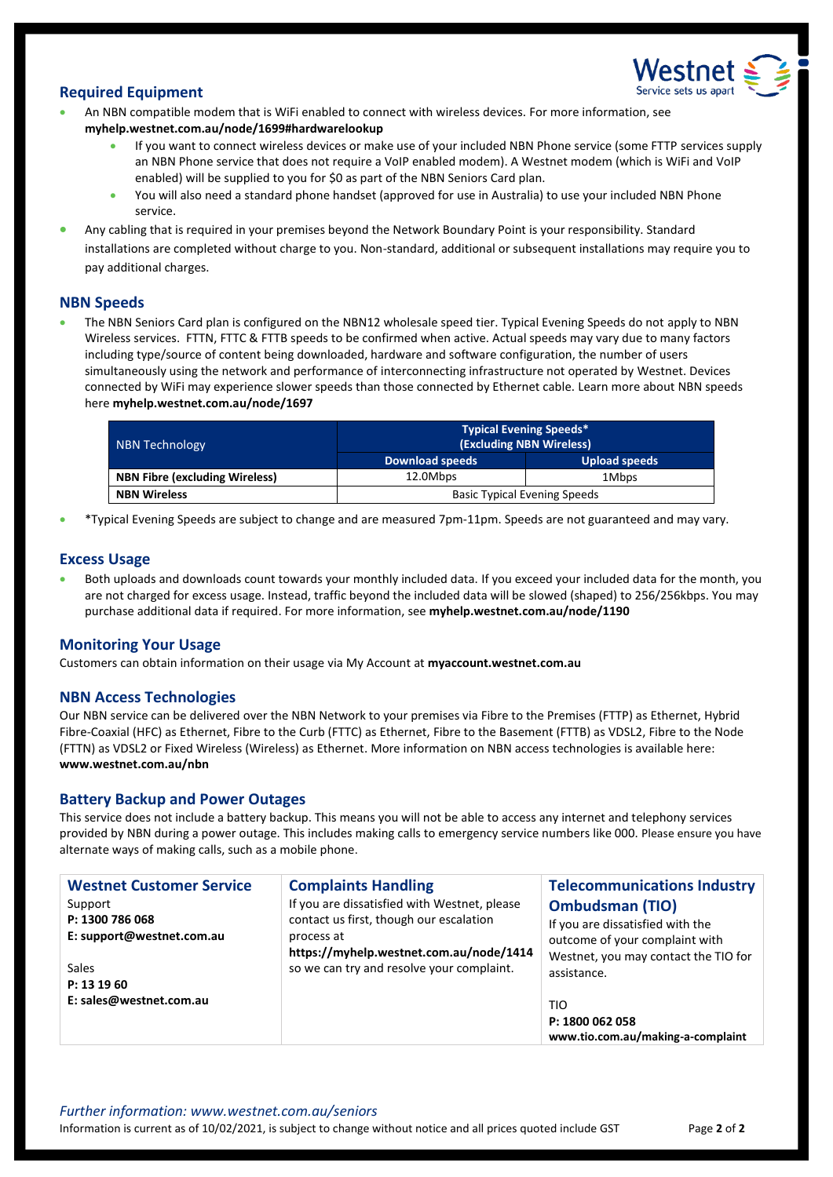## Required Equipment

- An NBN compatible modem that is WiFi enabled to connect with wireless devices. For more information, see **myhelp.westnet.com.au/node/1699#hardwarelookup**
  - If you want to connect wireless devices or make use of your included NBN Phone service (some FTTP services supply an NBN Phone service that does not require a VoIP enabled modem). A Westnet modem (which is WiFi and VoIP enabled) will be supplied to you for $0 as part of the NBN Seniors Card plan.
  - You will also need a standard phone handset (approved for use in Australia) to use your included NBN Phone service.
- Any cabling that is required in your premises beyond the Network Boundary Point is your responsibility. Standard installations are completed without charge to you. Non-standard, additional or subsequent installations may require you to pay additional charges.

## NBN Speeds

- The NBN Seniors Card plan is configured on the NBN12 wholesale speed tier. Typical Evening Speeds do not apply to NBN Wireless services. FTTN, FTTC & FTTB speeds to be confirmed when active. Actual speeds may vary due to many factors including type/source of content being downloaded, hardware and software configuration, the number of users simultaneously using the network and performance of interconnecting infrastructure not operated by Westnet. Devices connected by WiFi may experience slower speeds than those connected by Ethernet cable. Learn more about NBN speeds here **myhelp.westnet.com.au/node/1697**

| NBN Technology | Typical Evening Speeds* (Excluding NBN Wireless) | |
|---|---|---|
| | **Download speeds** | **Upload speeds** |
| **NBN Fibre (excluding Wireless)** | 12.0Mbps | 1Mbps |
| **NBN Wireless** | Basic Typical Evening Speeds | |

- *Typical Evening Speeds are subject to change and are measured 7pm-11pm. Speeds are not guaranteed and may vary.

## Excess Usage

- Both uploads and downloads count towards your monthly included data. If you exceed your included data for the month, you are not charged for excess usage. Instead, traffic beyond the included data will be slowed (shaped) to 256/256kbps. You may purchase additional data if required. For more information, see **myhelp.westnet.com.au/node/1190**

## Monitoring Your Usage

Customers can obtain information on their usage via My Account at **myaccount.westnet.com.au**

## NBN Access Technologies

Our NBN service can be delivered over the NBN Network to your premises via Fibre to the Premises (FTTP) as Ethernet, Hybrid Fibre-Coaxial (HFC) as Ethernet, Fibre to the Curb (FTTC) as Ethernet, Fibre to the Basement (FTTB) as VDSL2, Fibre to the Node (FTTN) as VDSL2 or Fixed Wireless (Wireless) as Ethernet. More information on NBN access technologies is available here: **www.westnet.com.au/nbn**

## Battery Backup and Power Outages

This service does not include a battery backup. This means you will not be able to access any internet and telephony services provided by NBN during a power outage. This includes making calls to emergency service numbers like 000. Please ensure you have alternate ways of making calls, such as a mobile phone.

### Westnet Customer Service

Support
**P: 1300 786 068**
**E: support@westnet.com.au**

Sales
**P: 13 19 60**
**E: sales@westnet.com.au**

### Complaints Handling

If you are dissatisfied with Westnet, please contact us first, though our escalation process at **https://myhelp.westnet.com.au/node/1414** so we can try and resolve your complaint.

### Telecommunications Industry Ombudsman (TIO)

If you are dissatisfied with the outcome of your complaint with Westnet, you may contact the TIO for assistance.

TIO
**P: 1800 062 058**
**www.tio.com.au/making-a-complaint**

*Further information: www.westnet.com.au/seniors*

Information is current as of 10/02/2021, is subject to change without notice and all prices quoted include GST